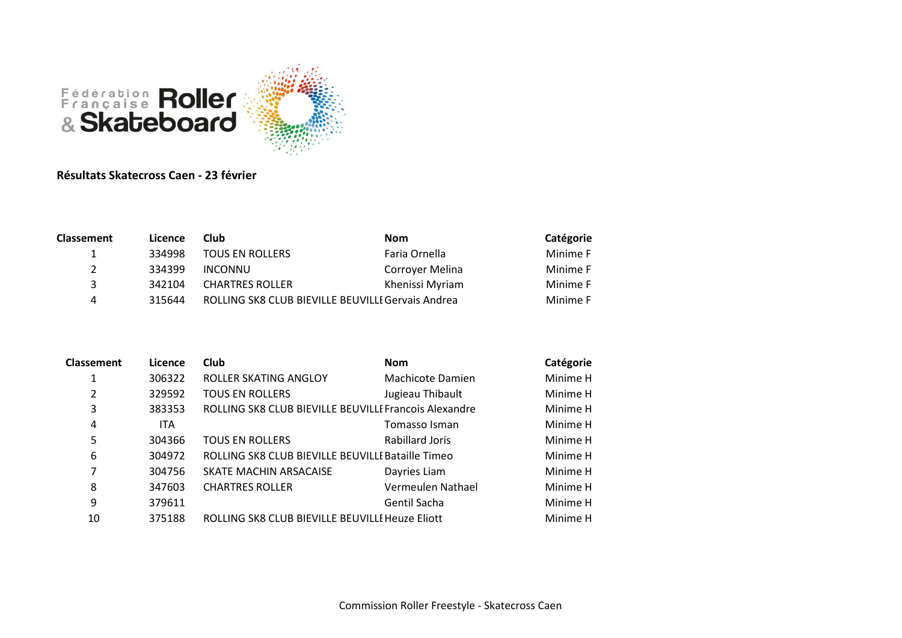Fédération Française Roller & Skateboard

**Résultats Skatecross Caen - 23 février**

| Classement | Licence | Club | Nom | Catégorie |
|---|---|---|---|---|
| 1 | 334998 | TOUS EN ROLLERS | Faria Ornella | Minime F |
| 2 | 334399 | INCONNU | Corroyer Melina | Minime F |
| 3 | 342104 | CHARTRES ROLLER | Khenissi Myriam | Minime F |
| 4 | 315644 | ROLLING SK8 CLUB BIEVILLE BEUVILLE | Gervais Andrea | Minime F |

| Classement | Licence | Club | Nom | Catégorie |
|---|---|---|---|---|
| 1 | 306322 | ROLLER SKATING ANGLOY | Machicote Damien | Minime H |
| 2 | 329592 | TOUS EN ROLLERS | Jugieau Thibault | Minime H |
| 3 | 383353 | ROLLING SK8 CLUB BIEVILLE BEUVILLE | Francois Alexandre | Minime H |
| 4 | ITA | | Tomasso Isman | Minime H |
| 5 | 304366 | TOUS EN ROLLERS | Rabillard Joris | Minime H |
| 6 | 304972 | ROLLING SK8 CLUB BIEVILLE BEUVILLE | Bataille Timeo | Minime H |
| 7 | 304756 | SKATE MACHIN ARSACAISE | Dayries Liam | Minime H |
| 8 | 347603 | CHARTRES ROLLER | Vermeulen Nathael | Minime H |
| 9 | 379611 | | Gentil Sacha | Minime H |
| 10 | 375188 | ROLLING SK8 CLUB BIEVILLE BEUVILLE | Heuze Eliott | Minime H |

Commission Roller Freestyle - Skatecross Caen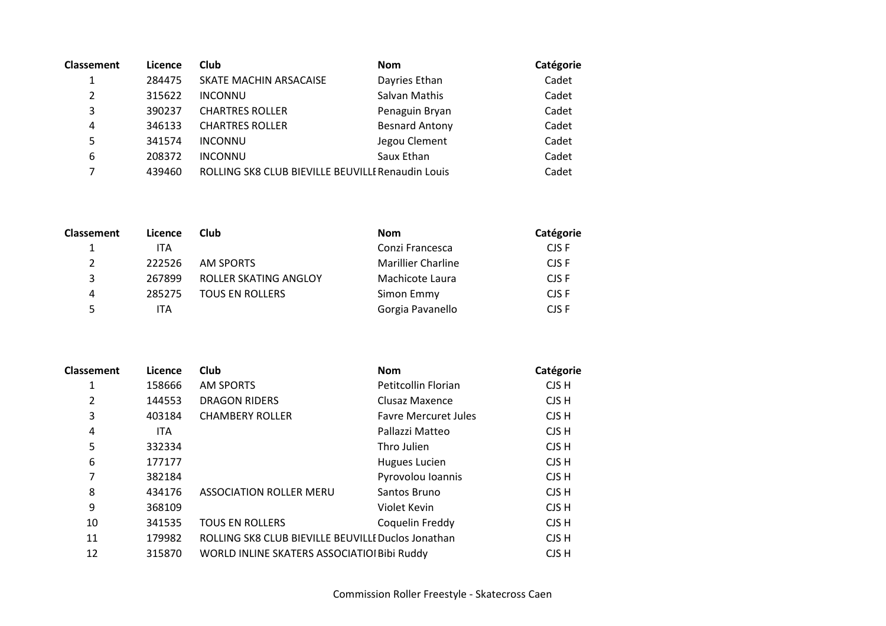| Classement | Licence | Club | Nom | Catégorie |
|---|---|---|---|---|
| 1 | 284475 | SKATE MACHIN ARSACAISE | Dayries Ethan | Cadet |
| 2 | 315622 | INCONNU | Salvan Mathis | Cadet |
| 3 | 390237 | CHARTRES ROLLER | Penaguin Bryan | Cadet |
| 4 | 346133 | CHARTRES ROLLER | Besnard Antony | Cadet |
| 5 | 341574 | INCONNU | Jegou Clement | Cadet |
| 6 | 208372 | INCONNU | Saux Ethan | Cadet |
| 7 | 439460 | ROLLING SK8 CLUB BIEVILLE BEUVILLE | Renaudin Louis | Cadet |

| Classement | Licence | Club | Nom | Catégorie |
|---|---|---|---|---|
| 1 | ITA | | Conzi Francesca | CJS F |
| 2 | 222526 | AM SPORTS | Marillier Charline | CJS F |
| 3 | 267899 | ROLLER SKATING ANGLOY | Machicote Laura | CJS F |
| 4 | 285275 | TOUS EN ROLLERS | Simon Emmy | CJS F |
| 5 | ITA | | Gorgia Pavanello | CJS F |

| Classement | Licence | Club | Nom | Catégorie |
|---|---|---|---|---|
| 1 | 158666 | AM SPORTS | Petitcollin Florian | CJS H |
| 2 | 144553 | DRAGON RIDERS | Clusaz Maxence | CJS H |
| 3 | 403184 | CHAMBERY ROLLER | Favre Mercuret Jules | CJS H |
| 4 | ITA | | Pallazzi Matteo | CJS H |
| 5 | 332334 | | Thro Julien | CJS H |
| 6 | 177177 | | Hugues Lucien | CJS H |
| 7 | 382184 | | Pyrovolou Ioannis | CJS H |
| 8 | 434176 | ASSOCIATION ROLLER MERU | Santos Bruno | CJS H |
| 9 | 368109 | | Violet Kevin | CJS H |
| 10 | 341535 | TOUS EN ROLLERS | Coquelin Freddy | CJS H |
| 11 | 179982 | ROLLING SK8 CLUB BIEVILLE BEUVILLE | Duclos Jonathan | CJS H |
| 12 | 315870 | WORLD INLINE SKATERS ASSOCIATIOI | Bibi Ruddy | CJS H |

Commission Roller Freestyle - Skatecross Caen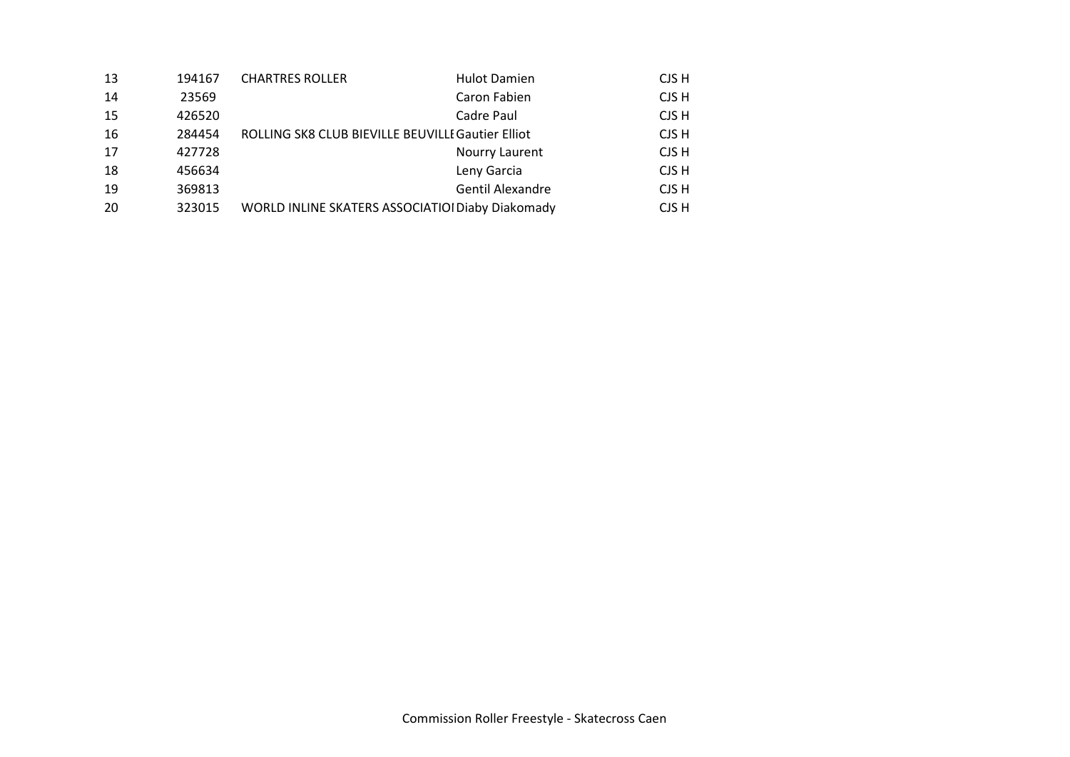| | | | | |
|---|---|---|---|---|
| 13 | 194167 | CHARTRES ROLLER | Hulot Damien | CJS H |
| 14 | 23569 | | Caron Fabien | CJS H |
| 15 | 426520 | | Cadre Paul | CJS H |
| 16 | 284454 | ROLLING SK8 CLUB BIEVILLE BEUVILLE | Gautier Elliot | CJS H |
| 17 | 427728 | | Nourry Laurent | CJS H |
| 18 | 456634 | | Leny Garcia | CJS H |
| 19 | 369813 | | Gentil Alexandre | CJS H |
| 20 | 323015 | WORLD INLINE SKATERS ASSOCIATIOI | Diaby Diakomady | CJS H |

Commission Roller Freestyle - Skatecross Caen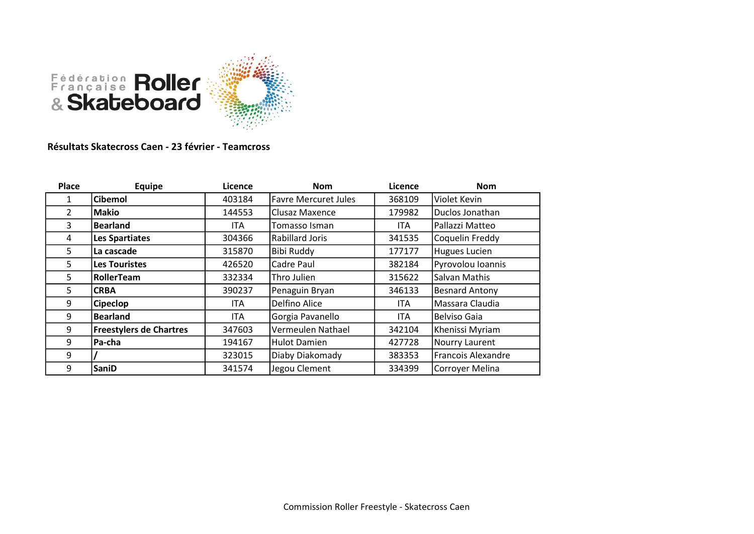**Résultats Skatecross Caen - 23 février - Teamcross**

| Place | Equipe | Licence | Nom | Licence | Nom |
|---|---|---|---|---|---|
| 1 | **Cibemol** | 403184 | Favre Mercuret Jules | 368109 | Violet Kevin |
| 2 | **Makio** | 144553 | Clusaz Maxence | 179982 | Duclos Jonathan |
| 3 | **Bearland** | ITA | Tomasso Isman | ITA | Pallazzi Matteo |
| 4 | **Les Spartiates** | 304366 | Rabillard Joris | 341535 | Coquelin Freddy |
| 5 | **La cascade** | 315870 | Bibi Ruddy | 177177 | Hugues Lucien |
| 5 | **Les Touristes** | 426520 | Cadre Paul | 382184 | Pyrovolou Ioannis |
| 5 | **RollerTeam** | 332334 | Thro Julien | 315622 | Salvan Mathis |
| 5 | **CRBA** | 390237 | Penaguin Bryan | 346133 | Besnard Antony |
| 9 | **Cipeclop** | ITA | Delfino Alice | ITA | Massara Claudia |
| 9 | **Bearland** | ITA | Gorgia Pavanello | ITA | Belviso Gaia |
| 9 | **Freestylers de Chartres** | 347603 | Vermeulen Nathael | 342104 | Khenissi Myriam |
| 9 | **Pa-cha** | 194167 | Hulot Damien | 427728 | Nourry Laurent |
| 9 | **/** | 323015 | Diaby Diakomady | 383353 | Francois Alexandre |
| 9 | **SaniD** | 341574 | Jegou Clement | 334399 | Corroyer Melina |